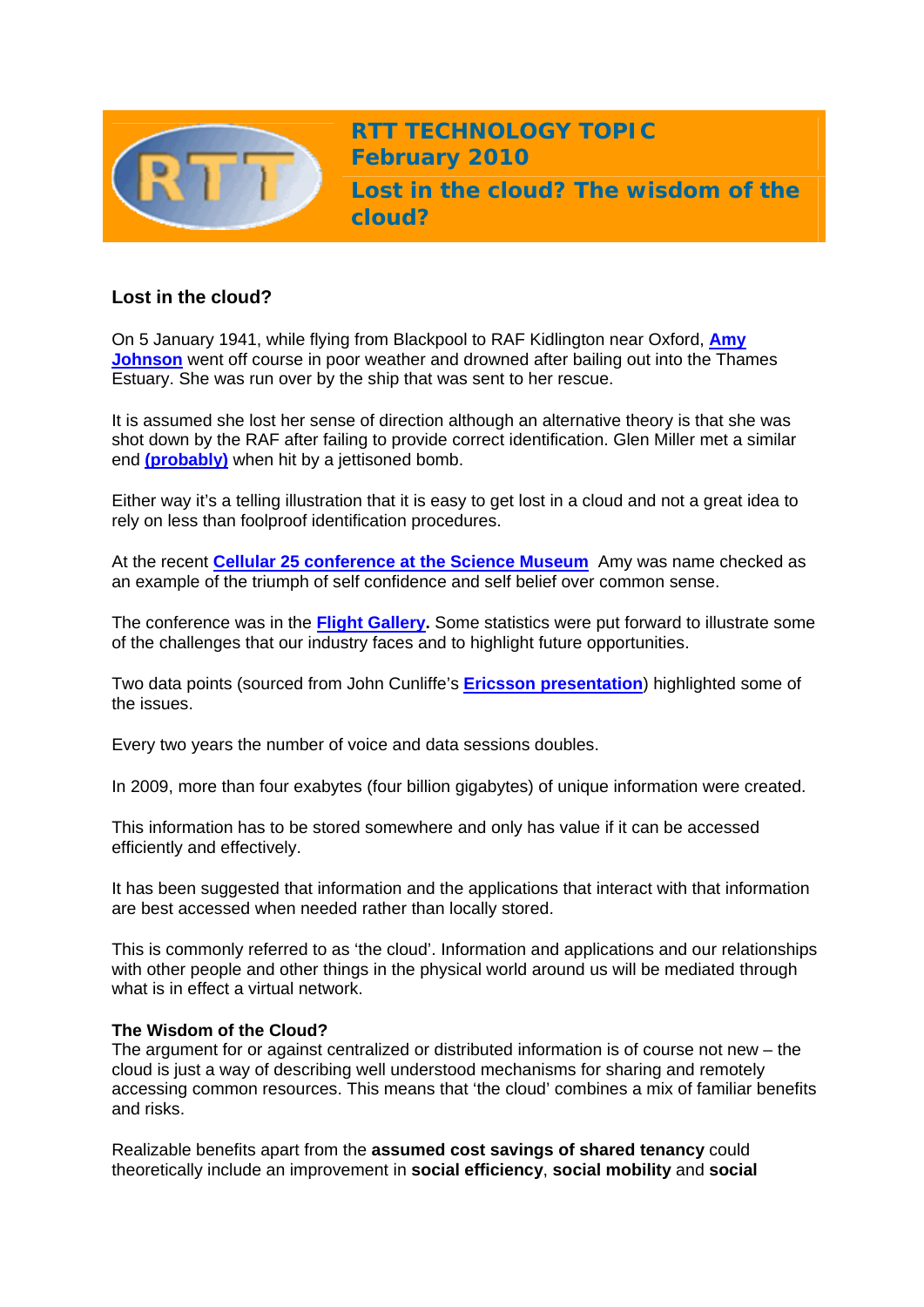# RTT TECHNOLOGY TOPIC
## February 2010
## Lost in the cloud? The wisdom of the cloud?

### Lost in the cloud?

On 5 January 1941, while flying from Blackpool to RAF Kidlington near Oxford, **Amy Johnson** went off course in poor weather and drowned after bailing out into the Thames Estuary. She was run over by the ship that was sent to her rescue.

It is assumed she lost her sense of direction although an alternative theory is that she was shot down by the RAF after failing to provide correct identification. Glen Miller met a similar end **(probably)** when hit by a jettisoned bomb.

Either way it's a telling illustration that it is easy to get lost in a cloud and not a great idea to rely on less than foolproof identification procedures.

At the recent **Cellular 25 conference at the Science Museum** Amy was name checked as an example of the triumph of self confidence and self belief over common sense.

The conference was in the **Flight Gallery.** Some statistics were put forward to illustrate some of the challenges that our industry faces and to highlight future opportunities.

Two data points (sourced from John Cunliffe's **Ericsson presentation**) highlighted some of the issues.

Every two years the number of voice and data sessions doubles.

In 2009, more than four exabytes (four billion gigabytes) of unique information were created.

This information has to be stored somewhere and only has value if it can be accessed efficiently and effectively.

It has been suggested that information and the applications that interact with that information are best accessed when needed rather than locally stored.

This is commonly referred to as 'the cloud'. Information and applications and our relationships with other people and other things in the physical world around us will be mediated through what is in effect a virtual network.

**The Wisdom of the Cloud?**
The argument for or against centralized or distributed information is of course not new – the cloud is just a way of describing well understood mechanisms for sharing and remotely accessing common resources. This means that 'the cloud' combines a mix of familiar benefits and risks.

Realizable benefits apart from the **assumed cost savings of shared tenancy** could theoretically include an improvement in **social efficiency**, **social mobility** and **social**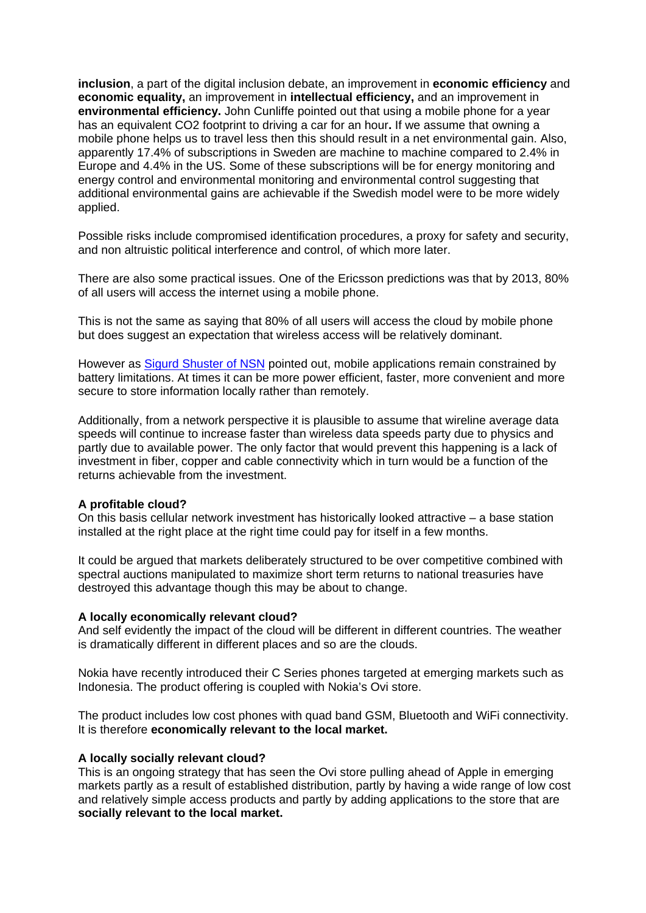**inclusion**, a part of the digital inclusion debate, an improvement in **economic efficiency** and **economic equality,** an improvement in **intellectual efficiency,** and an improvement in **environmental efficiency.** John Cunliffe pointed out that using a mobile phone for a year has an equivalent $CO_2$ footprint to driving a car for an hour**.** If we assume that owning a mobile phone helps us to travel less then this should result in a net environmental gain. Also, apparently 17.4% of subscriptions in Sweden are machine to machine compared to 2.4% in Europe and 4.4% in the US. Some of these subscriptions will be for energy monitoring and energy control and environmental monitoring and environmental control suggesting that additional environmental gains are achievable if the Swedish model were to be more widely applied.

Possible risks include compromised identification procedures, a proxy for safety and security, and non altruistic political interference and control, of which more later.

There are also some practical issues. One of the Ericsson predictions was that by 2013, 80% of all users will access the internet using a mobile phone.

This is not the same as saying that 80% of all users will access the cloud by mobile phone but does suggest an expectation that wireless access will be relatively dominant.

However as Sigurd Shuster of NSN pointed out, mobile applications remain constrained by battery limitations. At times it can be more power efficient, faster, more convenient and more secure to store information locally rather than remotely.

Additionally, from a network perspective it is plausible to assume that wireline average data speeds will continue to increase faster than wireless data speeds party due to physics and partly due to available power. The only factor that would prevent this happening is a lack of investment in fiber, copper and cable connectivity which in turn would be a function of the returns achievable from the investment.

**A profitable cloud?**
On this basis cellular network investment has historically looked attractive – a base station installed at the right place at the right time could pay for itself in a few months.

It could be argued that markets deliberately structured to be over competitive combined with spectral auctions manipulated to maximize short term returns to national treasuries have destroyed this advantage though this may be about to change.

**A locally economically relevant cloud?**
And self evidently the impact of the cloud will be different in different countries. The weather is dramatically different in different places and so are the clouds.

Nokia have recently introduced their C Series phones targeted at emerging markets such as Indonesia. The product offering is coupled with Nokia's Ovi store.

The product includes low cost phones with quad band GSM, Bluetooth and WiFi connectivity. It is therefore **economically relevant to the local market.**

**A locally socially relevant cloud?**
This is an ongoing strategy that has seen the Ovi store pulling ahead of Apple in emerging markets partly as a result of established distribution, partly by having a wide range of low cost and relatively simple access products and partly by adding applications to the store that are **socially relevant to the local market.**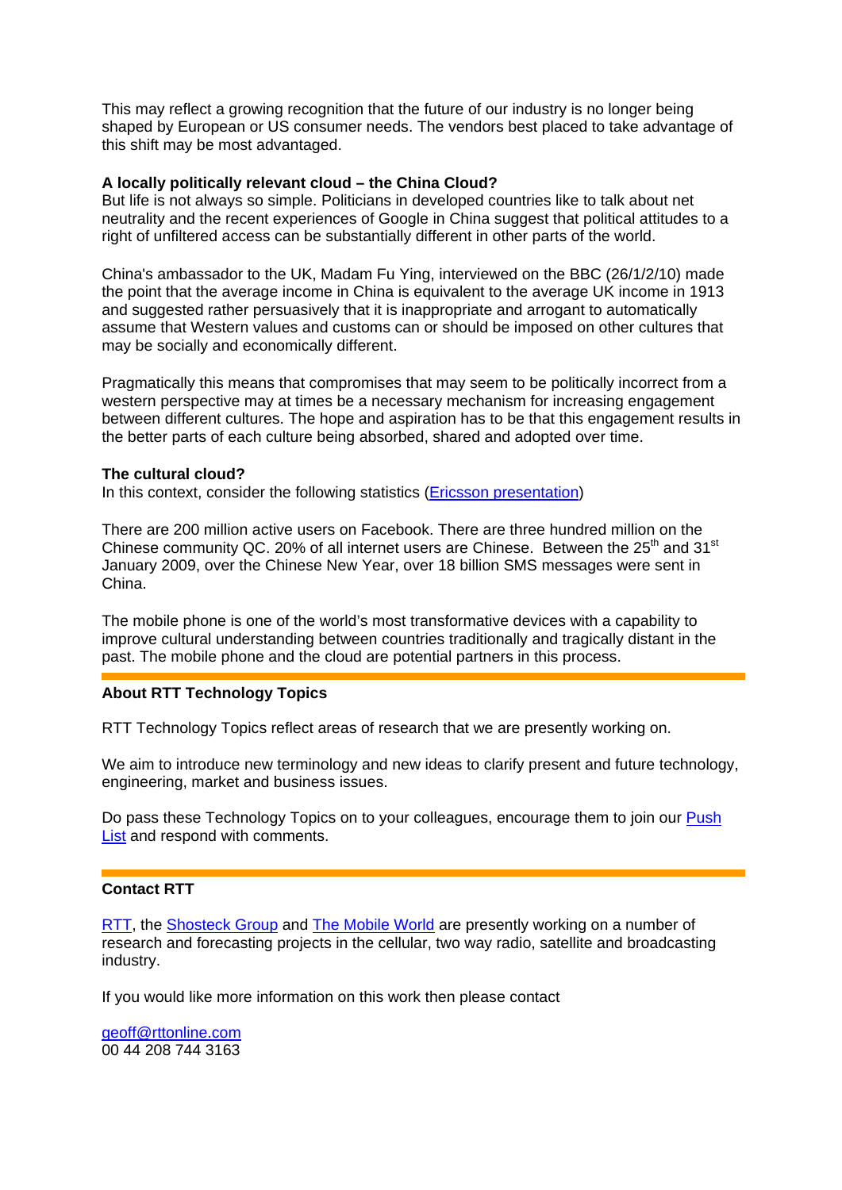This may reflect a growing recognition that the future of our industry is no longer being shaped by European or US consumer needs. The vendors best placed to take advantage of this shift may be most advantaged.

**A locally politically relevant cloud – the China Cloud?**

But life is not always so simple. Politicians in developed countries like to talk about net neutrality and the recent experiences of Google in China suggest that political attitudes to a right of unfiltered access can be substantially different in other parts of the world.

China's ambassador to the UK, Madam Fu Ying, interviewed on the BBC (26/1/2/10) made the point that the average income in China is equivalent to the average UK income in 1913 and suggested rather persuasively that it is inappropriate and arrogant to automatically assume that Western values and customs can or should be imposed on other cultures that may be socially and economically different.

Pragmatically this means that compromises that may seem to be politically incorrect from a western perspective may at times be a necessary mechanism for increasing engagement between different cultures. The hope and aspiration has to be that this engagement results in the better parts of each culture being absorbed, shared and adopted over time.

**The cultural cloud?**

In this context, consider the following statistics ([Ericsson presentation](Ericsson presentation))

There are 200 million active users on Facebook. There are three hundred million on the Chinese community QC. 20% of all internet users are Chinese. Between the 25th and 31st January 2009, over the Chinese New Year, over 18 billion SMS messages were sent in China.

The mobile phone is one of the world's most transformative devices with a capability to improve cultural understanding between countries traditionally and tragically distant in the past. The mobile phone and the cloud are potential partners in this process.

---

**About RTT Technology Topics**

RTT Technology Topics reflect areas of research that we are presently working on.

We aim to introduce new terminology and new ideas to clarify present and future technology, engineering, market and business issues.

Do pass these Technology Topics on to your colleagues, encourage them to join our Push List and respond with comments.

---

**Contact RTT**

RTT, the Shosteck Group and The Mobile World are presently working on a number of research and forecasting projects in the cellular, two way radio, satellite and broadcasting industry.

If you would like more information on this work then please contact

geoff@rttonline.com
00 44 208 744 3163